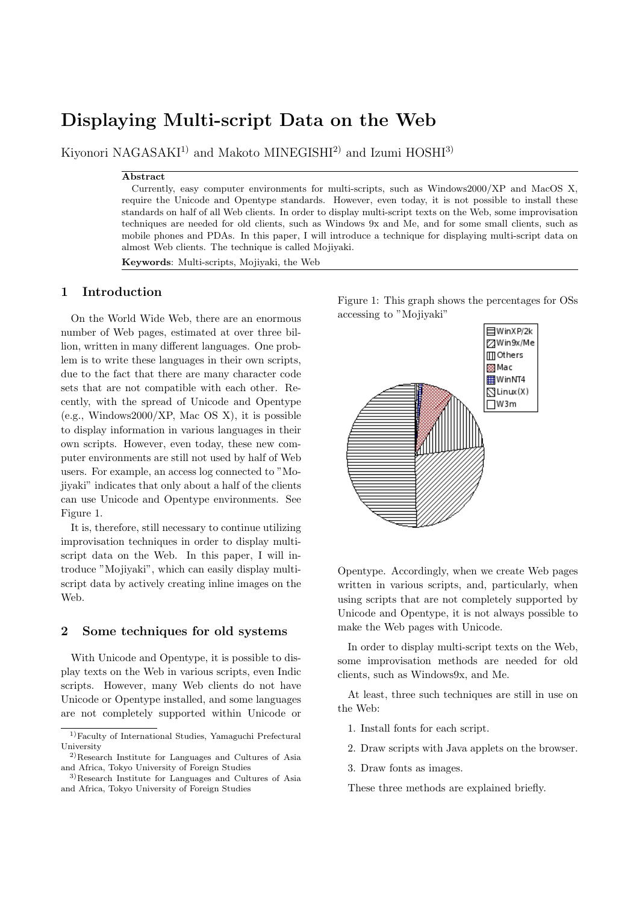# Displaying Multi-script Data on the Web

Kiyonori NAGASAKI[1] and Makoto MINEGISHI[2] and Izumi HOSHI[3]

**Abstract**

Currently, easy computer environments for multi-scripts, such as Windows2000/XP and MacOS X, require the Unicode and Opentype standards. However, even today, it is not possible to install these standards on half of all Web clients. In order to display multi-script texts on the Web, some improvisation techniques are needed for old clients, such as Windows 9x and Me, and for some small clients, such as mobile phones and PDAs. In this paper, I will introduce a technique for displaying multi-script data on almost Web clients. The technique is called Mojiyaki.

**Keywords**: Multi-scripts, Mojiyaki, the Web

## 1 Introduction

On the World Wide Web, there are an enormous number of Web pages, estimated at over three billion, written in many different languages. One problem is to write these languages in their own scripts, due to the fact that there are many character code sets that are not compatible with each other. Recently, with the spread of Unicode and Opentype (e.g., Windows2000/XP, Mac OS X), it is possible to display information in various languages in their own scripts. However, even today, these new computer environments are still not used by half of Web users. For example, an access log connected to "Mojiyaki" indicates that only about a half of the clients can use Unicode and Opentype environments. See Figure 1.

It is, therefore, still necessary to continue utilizing improvisation techniques in order to display multi-script data on the Web. In this paper, I will introduce "Mojiyaki", which can easily display multi-script data by actively creating inline images on the Web.

Figure 1: This graph shows the percentages for OSs accessing to "Mojiyaki"

WinXP/2k
Win9x/Me
Others
Mac
WinNT4
Linux(X)
W3m

## 2 Some techniques for old systems

With Unicode and Opentype, it is possible to display texts on the Web in various scripts, even Indic scripts. However, many Web clients do not have Unicode or Opentype installed, and some languages are not completely supported within Unicode or Opentype. Accordingly, when we create Web pages written in various scripts, and, particularly, when using scripts that are not completely supported by Unicode and Opentype, it is not always possible to make the Web pages with Unicode.

In order to display multi-script texts on the Web, some improvisation methods are needed for old clients, such as Windows9x, and Me.

At least, three such techniques are still in use on the Web:

1. Install fonts for each script.
2. Draw scripts with Java applets on the browser.
3. Draw fonts as images.

These three methods are explained briefly.

[1] Faculty of International Studies, Yamaguchi Prefectural University

[2] Research Institute for Languages and Cultures of Asia and Africa, Tokyo University of Foreign Studies

[3] Research Institute for Languages and Cultures of Asia and Africa, Tokyo University of Foreign Studies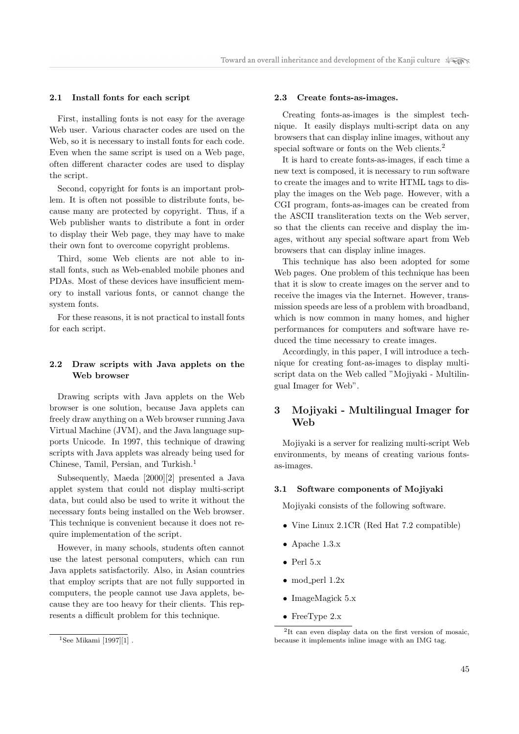### 2.1 Install fonts for each script

First, installing fonts is not easy for the average Web user. Various character codes are used on the Web, so it is necessary to install fonts for each code. Even when the same script is used on a Web page, often different character codes are used to display the script.

Second, copyright for fonts is an important problem. It is often not possible to distribute fonts, because many are protected by copyright. Thus, if a Web publisher wants to distribute a font in order to display their Web page, they may have to make their own font to overcome copyright problems.

Third, some Web clients are not able to install fonts, such as Web-enabled mobile phones and PDAs. Most of these devices have insufficient memory to install various fonts, or cannot change the system fonts.

For these reasons, it is not practical to install fonts for each script.

### 2.2 Draw scripts with Java applets on the Web browser

Drawing scripts with Java applets on the Web browser is one solution, because Java applets can freely draw anything on a Web browser running Java Virtual Machine (JVM), and the Java language supports Unicode. In 1997, this technique of drawing scripts with Java applets was already being used for Chinese, Tamil, Persian, and Turkish.[1]

Subsequently, Maeda [2000][2] presented a Java applet system that could not display multi-script data, but could also be used to write it without the necessary fonts being installed on the Web browser. This technique is convenient because it does not require implementation of the script.

However, in many schools, students often cannot use the latest personal computers, which can run Java applets satisfactorily. Also, in Asian countries that employ scripts that are not fully supported in computers, the people cannot use Java applets, because they are too heavy for their clients. This represents a difficult problem for this technique.

[1] See Mikami [1997][1] .

### 2.3 Create fonts-as-images.

Creating fonts-as-images is the simplest technique. It easily displays multi-script data on any browsers that can display inline images, without any special software or fonts on the Web clients.[2]

It is hard to create fonts-as-images, if each time a new text is composed, it is necessary to run software to create the images and to write HTML tags to display the images on the Web page. However, with a CGI program, fonts-as-images can be created from the ASCII transliteration texts on the Web server, so that the clients can receive and display the images, without any special software apart from Web browsers that can display inline images.

This technique has also been adopted for some Web pages. One problem of this technique has been that it is slow to create images on the server and to receive the images via the Internet. However, transmission speeds are less of a problem with broadband, which is now common in many homes, and higher performances for computers and software have reduced the time necessary to create images.

Accordingly, in this paper, I will introduce a technique for creating font-as-images to display multi-script data on the Web called "Mojiyaki - Multilingual Imager for Web".

## 3 Mojiyaki - Multilingual Imager for Web

Mojiyaki is a server for realizing multi-script Web environments, by means of creating various fonts-as-images.

### 3.1 Software components of Mojiyaki

Mojiyaki consists of the following software.

- Vine Linux 2.1CR (Red Hat 7.2 compatible)
- Apache 1.3.x
- Perl 5.x
- mod_perl 1.2x
- ImageMagick 5.x
- FreeType 2.x

[2] It can even display data on the first version of mosaic, because it implements inline image with an IMG tag.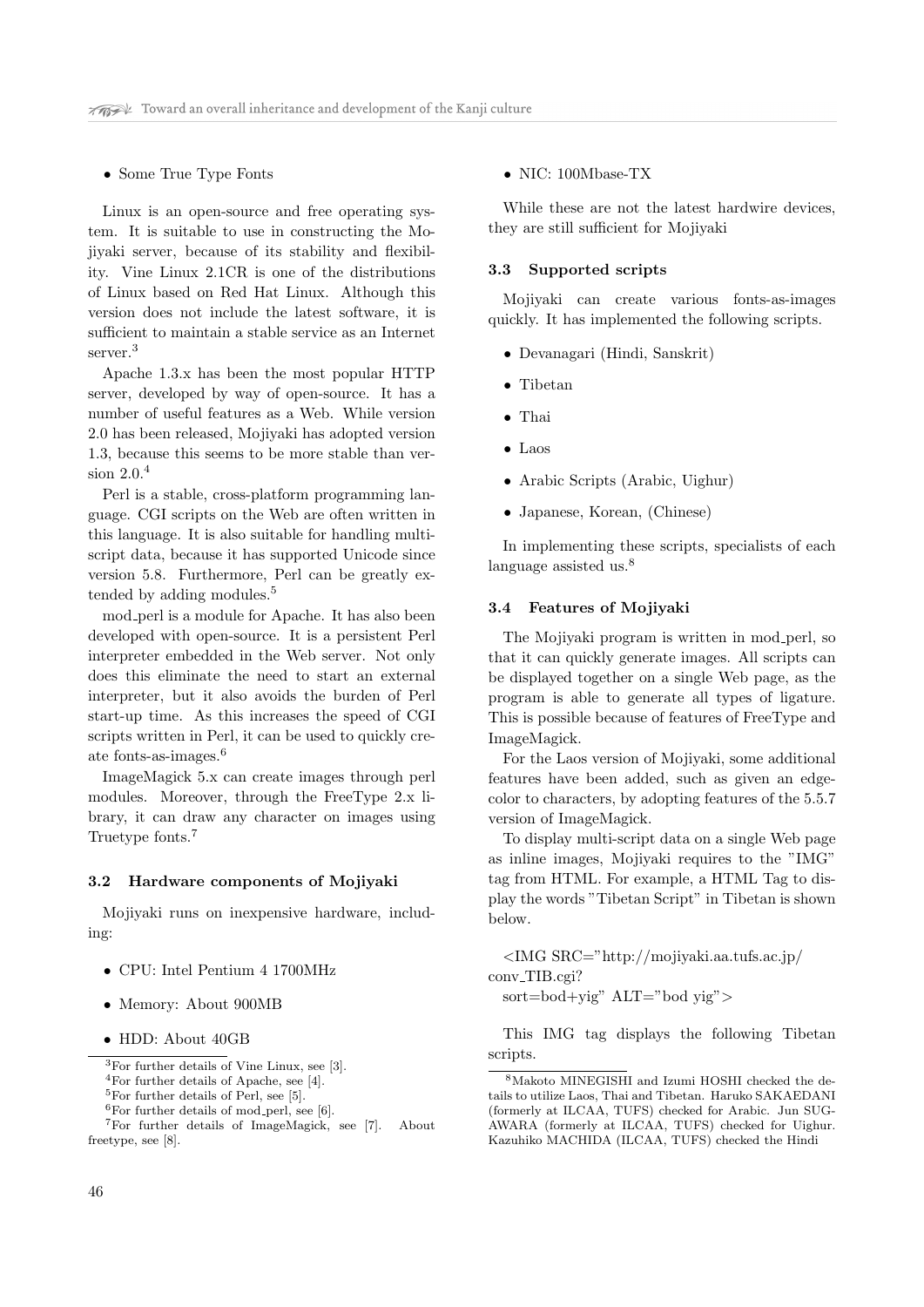- Some True Type Fonts

Linux is an open-source and free operating system. It is suitable to use in constructing the Mojiyaki server, because of its stability and flexibility. Vine Linux 2.1CR is one of the distributions of Linux based on Red Hat Linux. Although this version does not include the latest software, it is sufficient to maintain a stable service as an Internet server.[3]

Apache 1.3.x has been the most popular HTTP server, developed by way of open-source. It has a number of useful features as a Web. While version 2.0 has been released, Mojiyaki has adopted version 1.3, because this seems to be more stable than version 2.0.[4]

Perl is a stable, cross-platform programming language. CGI scripts on the Web are often written in this language. It is also suitable for handling multi-script data, because it has supported Unicode since version 5.8. Furthermore, Perl can be greatly extended by adding modules.[5]

mod_perl is a module for Apache. It has also been developed with open-source. It is a persistent Perl interpreter embedded in the Web server. Not only does this eliminate the need to start an external interpreter, but it also avoids the burden of Perl start-up time. As this increases the speed of CGI scripts written in Perl, it can be used to quickly create fonts-as-images.[6]

ImageMagick 5.x can create images through perl modules. Moreover, through the FreeType 2.x library, it can draw any character on images using Truetype fonts.[7]

### 3.2 Hardware components of Mojiyaki

Mojiyaki runs on inexpensive hardware, including:

- CPU: Intel Pentium 4 1700MHz
- Memory: About 900MB
- HDD: About 40GB
- NIC: 100Mbase-TX

While these are not the latest hardwire devices, they are still sufficient for Mojiyaki

### 3.3 Supported scripts

Mojiyaki can create various fonts-as-images quickly. It has implemented the following scripts.

- Devanagari (Hindi, Sanskrit)
- Tibetan
- Thai
- Laos
- Arabic Scripts (Arabic, Uighur)
- Japanese, Korean, (Chinese)

In implementing these scripts, specialists of each language assisted us.[8]

### 3.4 Features of Mojiyaki

The Mojiyaki program is written in mod_perl, so that it can quickly generate images. All scripts can be displayed together on a single Web page, as the program is able to generate all types of ligature. This is possible because of features of FreeType and ImageMagick.

For the Laos version of Mojiyaki, some additional features have been added, such as given an edge-color to characters, by adopting features of the 5.5.7 version of ImageMagick.

To display multi-script data on a single Web page as inline images, Mojiyaki requires to the "IMG" tag from HTML. For example, a HTML Tag to display the words "Tibetan Script" in Tibetan is shown below.

```
<IMG SRC="http://mojiyaki.aa.tufs.ac.jp/
conv_TIB.cgi?
sort=bod+yig" ALT="bod yig">
```

This IMG tag displays the following Tibetan scripts.

---

[3] For further details of Vine Linux, see [3].

[4] For further details of Apache, see [4].

[5] For further details of Perl, see [5].

[6] For further details of mod_perl, see [6].

[7] For further details of ImageMagick, see [7]. About freetype, see [8].

[8] Makoto MINEGISHI and Izumi HOSHI checked the details to utilize Laos, Thai and Tibetan. Haruko SAKAEDANI (formerly at ILCAA, TUFS) checked for Arabic. Jun SUGAWARA (formerly at ILCAA, TUFS) checked for Uighur. Kazuhiko MACHIDA (ILCAA, TUFS) checked the Hindi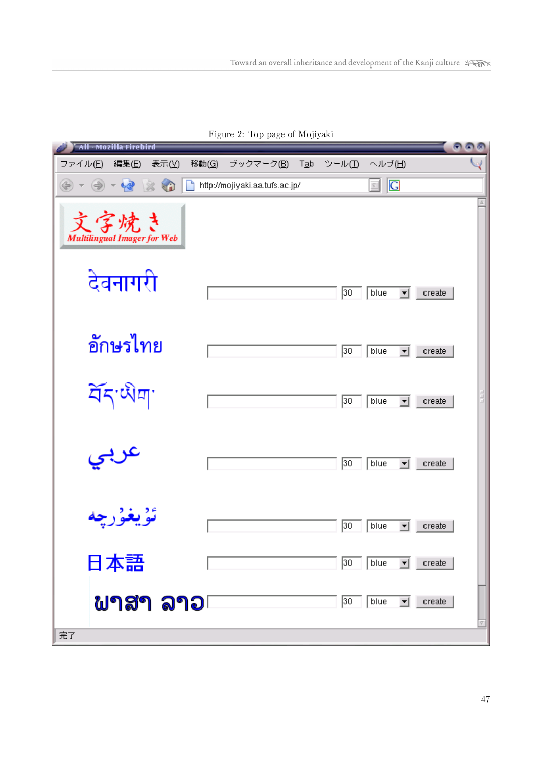Figure 2: Top page of Mojiyaki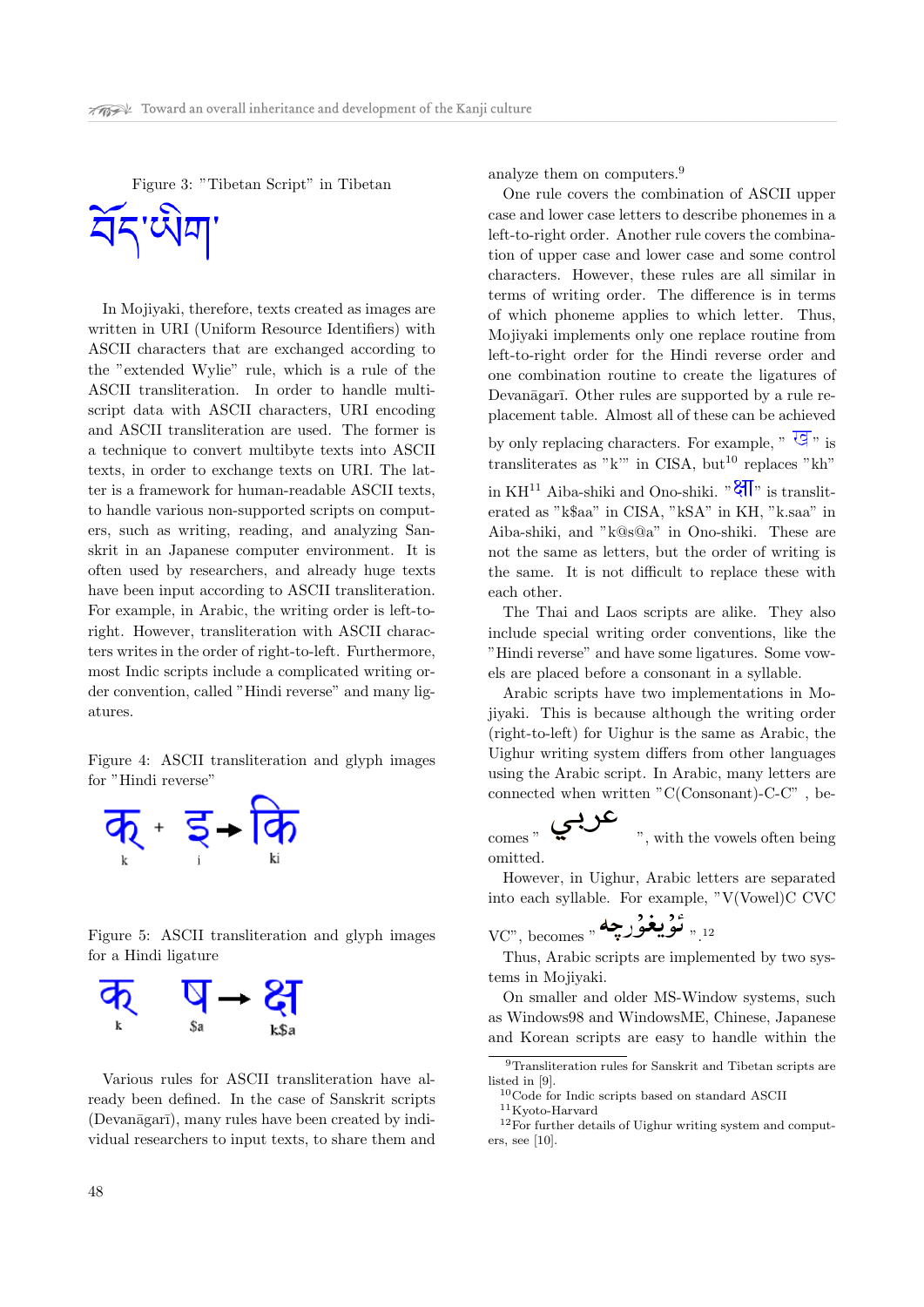Figure 3: "Tibetan Script" in Tibetan

བོད་ཡིག་

In Mojiyaki, therefore, texts created as images are written in URI (Uniform Resource Identifiers) with ASCII characters that are exchanged according to the "extended Wylie" rule, which is a rule of the ASCII transliteration. In order to handle multi-script data with ASCII characters, URI encoding and ASCII transliteration are used. The former is a technique to convert multibyte texts into ASCII texts, in order to exchange texts on URI. The latter is a framework for human-readable ASCII texts, to handle various non-supported scripts on computers, such as writing, reading, and analyzing Sanskrit in an Japanese computer environment. It is often used by researchers, and already huge texts have been input according to ASCII transliteration. For example, in Arabic, the writing order is left-to-right. However, transliteration with ASCII characters writes in the order of right-to-left. Furthermore, most Indic scripts include a complicated writing order convention, called "Hindi reverse" and many ligatures.

Figure 4: ASCII transliteration and glyph images for "Hindi reverse"

क + इ → कि

k i ki

Figure 5: ASCII transliteration and glyph images for a Hindi ligature

क ष → क्ष

k $a k$a

Various rules for ASCII transliteration have already been defined. In the case of Sanskrit scripts (Devanāgarī), many rules have been created by individual researchers to input texts, to share them and analyze them on computers.[9]

One rule covers the combination of ASCII upper case and lower case letters to describe phonemes in a left-to-right order. Another rule covers the combination of upper case and lower case and some control characters. However, these rules are all similar in terms of writing order. The difference is in terms of which phoneme applies to which letter. Thus, Mojiyaki implements only one replace routine from left-to-right order for the Hindi reverse order and one combination routine to create the ligatures of Devanāgarī. Other rules are supported by a rule replacement table. Almost all of these can be achieved by only replacing characters. For example, " ख " is transliterates as "k'" in CISA, but[10] replaces "kh" in KH[11] Aiba-shiki and Ono-shiki. " क्षा " is transliterated as "k$aa" in CISA, "kSA" in KH, "k.saa" in Aiba-shiki, and "k@s@a" in Ono-shiki. These are not the same as letters, but the order of writing is the same. It is not difficult to replace these with each other.

The Thai and Laos scripts are alike. They also include special writing order conventions, like the "Hindi reverse" and have some ligatures. Some vowels are placed before a consonant in a syllable.

Arabic scripts have two implementations in Mojiyaki. This is because although the writing order (right-to-left) for Uighur is the same as Arabic, the Uighur writing system differs from other languages using the Arabic script. In Arabic, many letters are connected when written "C(Consonant)-C-C" , becomes " عربي ", with the vowels often being omitted.

However, in Uighur, Arabic letters are separated into each syllable. For example, "V(Vowel)C CVC VC", becomes " ئۇيغۇرچە ".[12]

Thus, Arabic scripts are implemented by two systems in Mojiyaki.

On smaller and older MS-Window systems, such as Windows98 and WindowsME, Chinese, Japanese and Korean scripts are easy to handle within the

[9] Transliteration rules for Sanskrit and Tibetan scripts are listed in [9].

[10] Code for Indic scripts based on standard ASCII

[11] Kyoto-Harvard

[12] For further details of Uighur writing system and computers, see [10].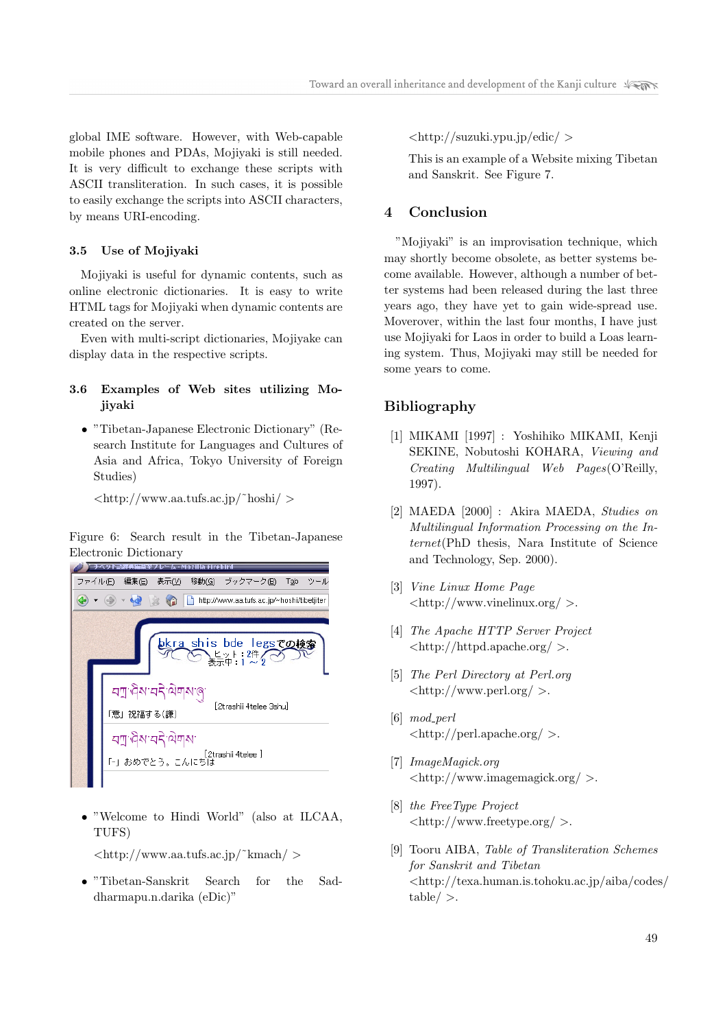global IME software. However, with Web-capable mobile phones and PDAs, Mojiyaki is still needed. It is very difficult to exchange these scripts with ASCII transliteration. In such cases, it is possible to easily exchange the scripts into ASCII characters, by means URI-encoding.

### 3.5 Use of Mojiyaki

Mojiyaki is useful for dynamic contents, such as online electronic dictionaries. It is easy to write HTML tags for Mojiyaki when dynamic contents are created on the server.

Even with multi-script dictionaries, Mojiyake can display data in the respective scripts.

### 3.6 Examples of Web sites utilizing Mojiyaki

- "Tibetan-Japanese Electronic Dictionary" (Research Institute for Languages and Cultures of Asia and Africa, Tokyo University of Foreign Studies)

  <http://www.aa.tufs.ac.jp/˜hoshi/ >

Figure 6: Search result in the Tibetan-Japanese Electronic Dictionary

- "Welcome to Hindi World" (also at ILCAA, TUFS)

  <http://www.aa.tufs.ac.jp/˜kmach/ >

- "Tibetan-Sanskrit Search for the Saddharmapu.n.darika (eDic)"

  <http://suzuki.ypu.jp/edic/ >

  This is an example of a Website mixing Tibetan and Sanskrit. See Figure 7.

## 4 Conclusion

"Mojiyaki" is an improvisation technique, which may shortly become obsolete, as better systems become available. However, although a number of better systems had been released during the last three years ago, they have yet to gain wide-spread use. Moverover, within the last four months, I have just use Mojiyaki for Laos in order to build a Loas learning system. Thus, Mojiyaki may still be needed for some years to come.

## Bibliography

[1] MIKAMI [1997] : Yoshihiko MIKAMI, Kenji SEKINE, Nobutoshi KOHARA, *Viewing and Creating Multilingual Web Pages*(O'Reilly, 1997).

[2] MAEDA [2000] : Akira MAEDA, *Studies on Multilingual Information Processing on the Internet*(PhD thesis, Nara Institute of Science and Technology, Sep. 2000).

[3] *Vine Linux Home Page* <http://www.vinelinux.org/ >.

[4] *The Apache HTTP Server Project* <http://httpd.apache.org/ >.

[5] *The Perl Directory at Perl.org* <http://www.perl.org/ >.

[6] *mod_perl* <http://perl.apache.org/ >.

[7] *ImageMagick.org* <http://www.imagemagick.org/ >.

[8] *the FreeType Project* <http://www.freetype.org/ >.

[9] Tooru AIBA, *Table of Transliteration Schemes for Sanskrit and Tibetan* <http://texa.human.is.tohoku.ac.jp/aiba/codes/table/ >.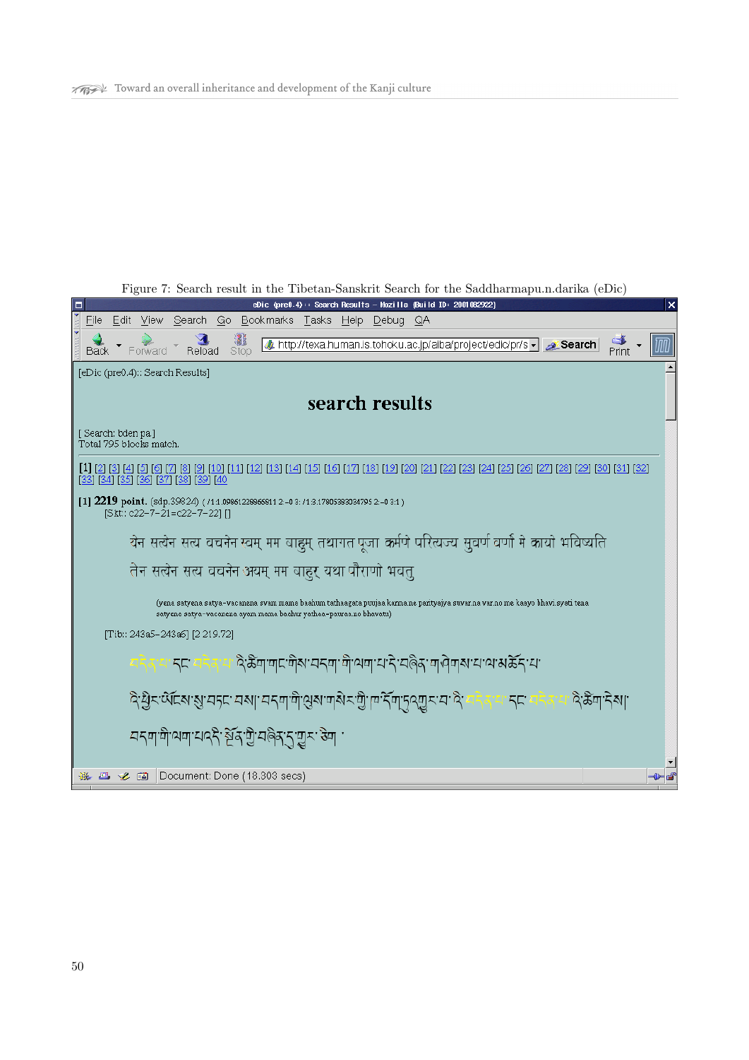Figure 7: Search result in the Tibetan-Sanskrit Search for the Saddharmapu.n.darika (eDic)

eDic (pre0.4) :: Search Results - Mozilla {Build ID: 2001082922}

File Edit View Search Go Bookmarks Tasks Help Debug QA

Back Forward Reload Stop http://texa.human.is.tohoku.ac.jp/alba/project/edic/pr/s Search Print

[eDic (pre0.4):: Search Results]

# search results

[ Search: bden pa ]
Total 795 blocks match.

[1] [2] [3] [4] [5] [6] [7] [8] [9] [10] [11] [12] [13] [14] [15] [16] [17] [18] [19] [20] [21] [22] [23] [24] [25] [26] [27] [28] [29] [30] [31] [32] [33] [34] [35] [36] [37] [38] [39] [40

**[1] 2219 point.** (sdp.39824) ( /1:1.09861228866811 2:-0 3: /1:3.17805383034795 2:-0 3:1 )
[Skt.: c22-7-21=c22-7-22] []

येन सत्येन सत्य वचनेन स्वम् मम बाहुम् तथागत पूजा कर्मणे परित्यज्य सुवर्ण वर्णो मे कायो भविष्यति

तेन सत्येन सत्य वचनेन अयम् मम बाहुर् यथा पौराणो भवतु

(yena satyena satya-vacanena svam mama baahum tathaagata puujaa karma.ne parityajya suvar.na var.no me kaayo bhavi.syati tena satyena satya-vacanena ayam mama baahur yathaa-pauraa.no bhavatu)

[Tib.: 243a5-243a6] [2 219.72]

བདེན་པ་དང་ བདེན་པ་ འདི་ཚིག་གང་གིས་བདག་གི་ལག་པ་དེ་བཞིན་གཤེགས་པ་ལ་མཆོད་པ་

འདི་ཕྱིར་ཡོངས་སུ་བཏང་ བས། བདག་གི་ལུས་གསེར་གྱི་ཁ་དོག་དུ་འགྱུར་བ་ འདི་ བདེན་པ་དང་ བདེན་པ་ འདི་ཚིག་དེས།

བདག་གི་ལག་པ་འདི་སྔོན་གྱི་བཞིན་དུ་གྱུར་ཅིག ་

Document: Done (18.303 secs)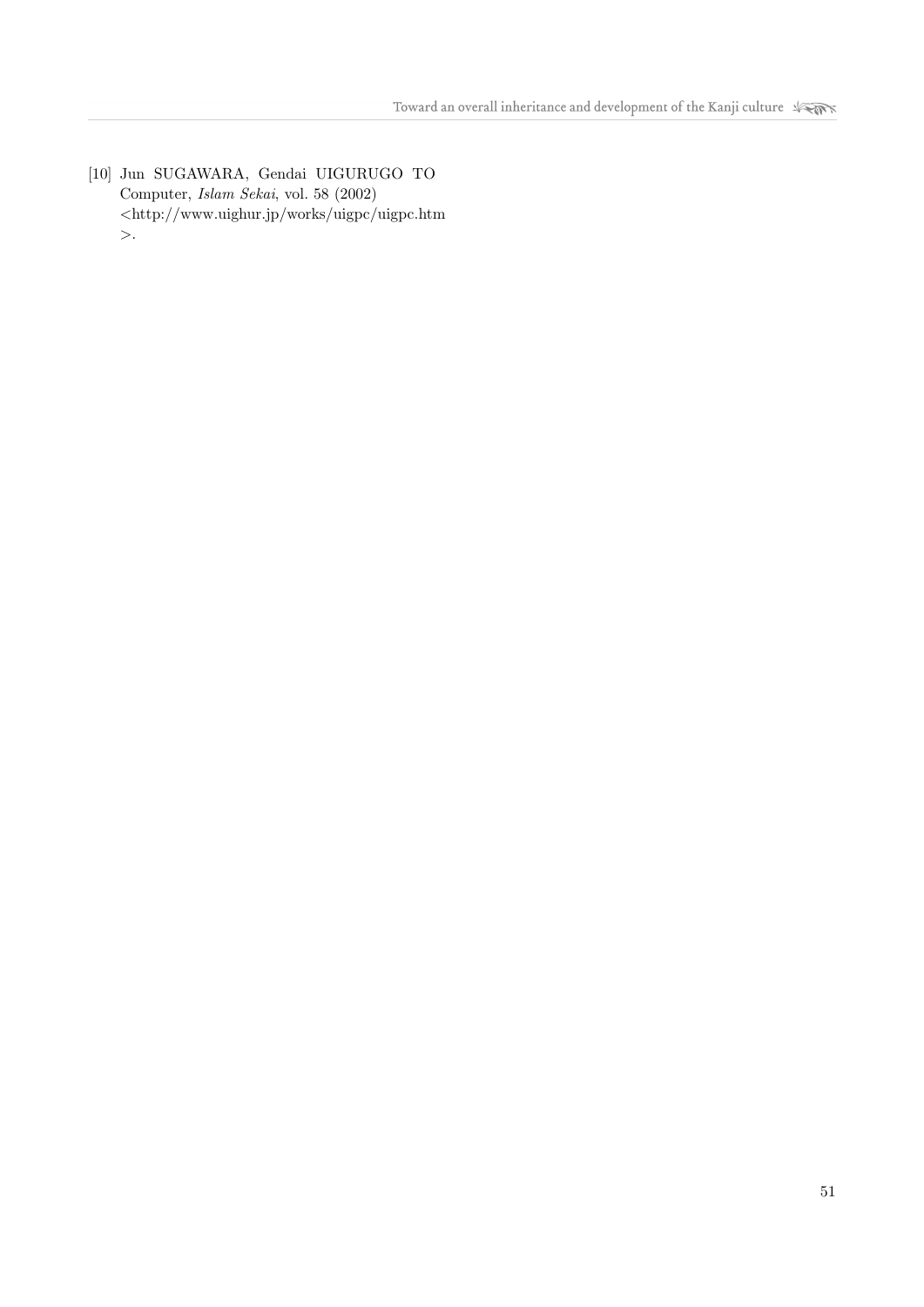[10] Jun SUGAWARA, Gendai UIGURUGO TO Computer, *Islam Sekai*, vol. 58 (2002) <http://www.uighur.jp/works/uigpc/uigpc.htm>.